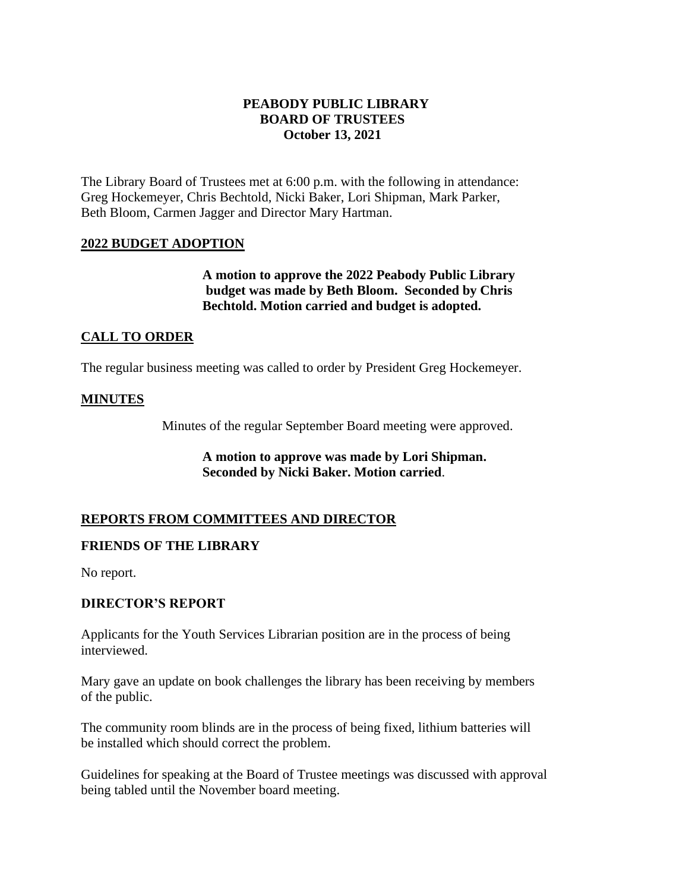**PEABODY PUBLIC LIBRARY**
**BOARD OF TRUSTEES**
**October 13, 2021**

The Library Board of Trustees met at 6:00 p.m. with the following in attendance: Greg Hockemeyer, Chris Bechtold, Nicki Baker, Lori Shipman, Mark Parker, Beth Bloom, Carmen Jagger and Director Mary Hartman.

## 2022 BUDGET ADOPTION

**A motion to approve the 2022 Peabody Public Library budget was made by Beth Bloom. Seconded by Chris Bechtold. Motion carried and budget is adopted.**

## CALL TO ORDER

The regular business meeting was called to order by President Greg Hockemeyer.

## MINUTES

Minutes of the regular September Board meeting were approved.

**A motion to approve was made by Lori Shipman. Seconded by Nicki Baker. Motion carried**.

## REPORTS FROM COMMITTEES AND DIRECTOR

### FRIENDS OF THE LIBRARY

No report.

### DIRECTOR'S REPORT

Applicants for the Youth Services Librarian position are in the process of being interviewed.

Mary gave an update on book challenges the library has been receiving by members of the public.

The community room blinds are in the process of being fixed, lithium batteries will be installed which should correct the problem.

Guidelines for speaking at the Board of Trustee meetings was discussed with approval being tabled until the November board meeting.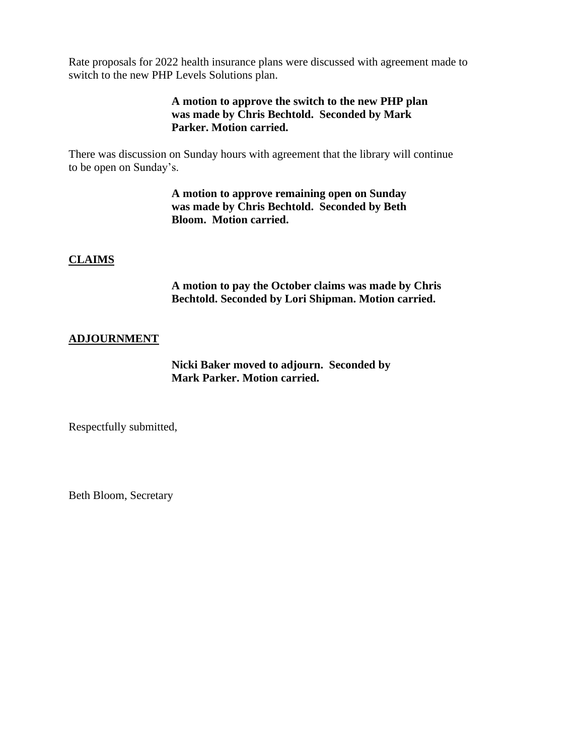Rate proposals for 2022 health insurance plans were discussed with agreement made to switch to the new PHP Levels Solutions plan.

**A motion to approve the switch to the new PHP plan was made by Chris Bechtold. Seconded by Mark Parker. Motion carried.**

There was discussion on Sunday hours with agreement that the library will continue to be open on Sunday's.

**A motion to approve remaining open on Sunday was made by Chris Bechtold. Seconded by Beth Bloom. Motion carried.**

## CLAIMS

**A motion to pay the October claims was made by Chris Bechtold. Seconded by Lori Shipman. Motion carried.**

## ADJOURNMENT

**Nicki Baker moved to adjourn. Seconded by Mark Parker. Motion carried.**

Respectfully submitted,

Beth Bloom, Secretary